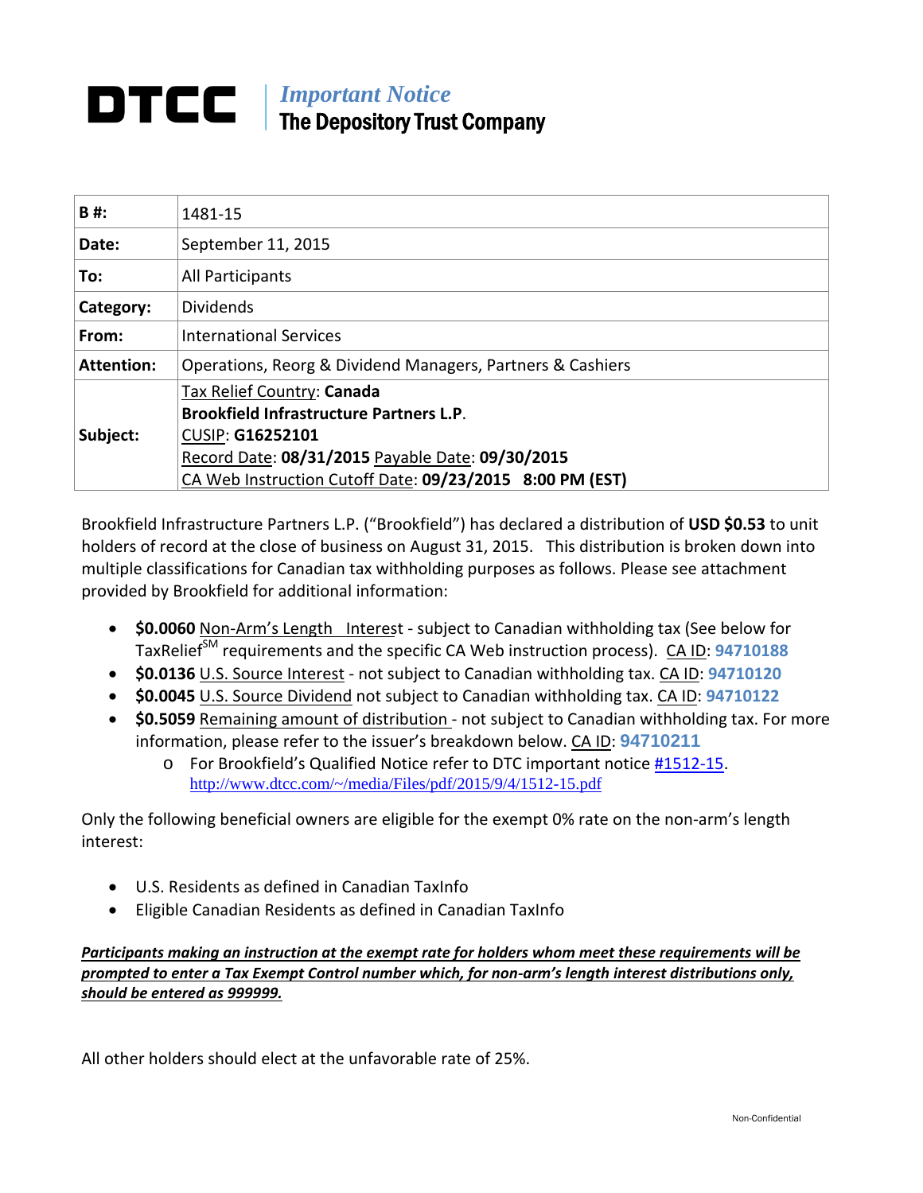# DTCC

*Important Notice*
**The Depository Trust Company**

| **B #:** | 1481-15 |
|---|---|
| **Date:** | September 11, 2015 |
| **To:** | All Participants |
| **Category:** | Dividends |
| **From:** | International Services |
| **Attention:** | Operations, Reorg & Dividend Managers, Partners & Cashiers |
| **Subject:** | Tax Relief Country: **Canada**<br>**Brookfield Infrastructure Partners L.P.**<br>CUSIP: **G16252101**<br>Record Date: **08/31/2015** Payable Date: **09/30/2015**<br>CA Web Instruction Cutoff Date: **09/23/2015 8:00 PM (EST)** |

Brookfield Infrastructure Partners L.P. ("Brookfield") has declared a distribution of **USD $0.53** to unit holders of record at the close of business on August 31, 2015. This distribution is broken down into multiple classifications for Canadian tax withholding purposes as follows. Please see attachment provided by Brookfield for additional information:

- **$0.0060** Non-Arm's Length Interest - subject to Canadian withholding tax (See below for TaxRelief[SM] requirements and the specific CA Web instruction process). CA ID: **94710188**
- **$0.0136** U.S. Source Interest - not subject to Canadian withholding tax. CA ID: **94710120**
- **$0.0045** U.S. Source Dividend not subject to Canadian withholding tax. CA ID: **94710122**
- **$0.5059** Remaining amount of distribution - not subject to Canadian withholding tax. For more information, please refer to the issuer's breakdown below. CA ID: **94710211**
  - For Brookfield's Qualified Notice refer to DTC important notice #1512-15. http://www.dtcc.com/~/media/Files/pdf/2015/9/4/1512-15.pdf

Only the following beneficial owners are eligible for the exempt 0% rate on the non-arm's length interest:

- U.S. Residents as defined in Canadian TaxInfo
- Eligible Canadian Residents as defined in Canadian TaxInfo

***Participants making an instruction at the exempt rate for holders whom meet these requirements will be prompted to enter a Tax Exempt Control number which, for non-arm's length interest distributions only, should be entered as 999999.***

All other holders should elect at the unfavorable rate of 25%.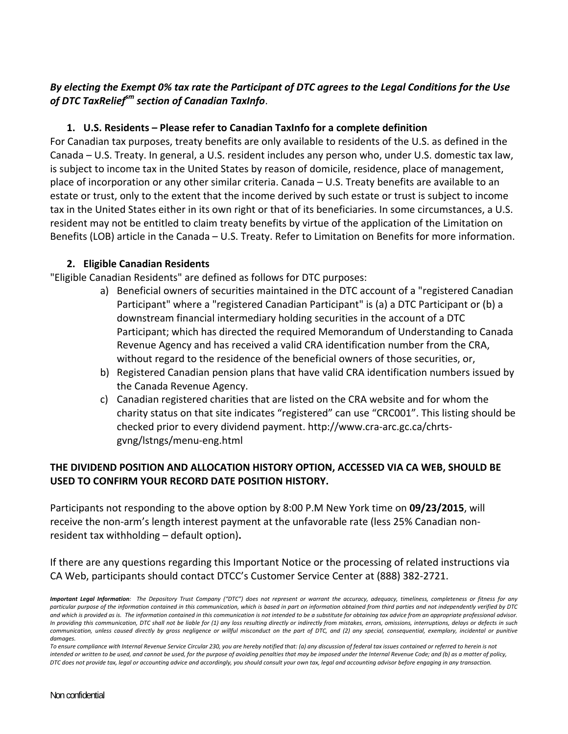***By electing the Exempt 0% tax rate the Participant of DTC agrees to the Legal Conditions for the Use of DTC TaxRelief[sm] section of Canadian TaxInfo*.**

1. **U.S. Residents – Please refer to Canadian TaxInfo for a complete definition**

For Canadian tax purposes, treaty benefits are only available to residents of the U.S. as defined in the Canada – U.S. Treaty. In general, a U.S. resident includes any person who, under U.S. domestic tax law, is subject to income tax in the United States by reason of domicile, residence, place of management, place of incorporation or any other similar criteria. Canada – U.S. Treaty benefits are available to an estate or trust, only to the extent that the income derived by such estate or trust is subject to income tax in the United States either in its own right or that of its beneficiaries. In some circumstances, a U.S. resident may not be entitled to claim treaty benefits by virtue of the application of the Limitation on Benefits (LOB) article in the Canada – U.S. Treaty. Refer to Limitation on Benefits for more information.

2. **Eligible Canadian Residents**

"Eligible Canadian Residents" are defined as follows for DTC purposes:

a) Beneficial owners of securities maintained in the DTC account of a "registered Canadian Participant" where a "registered Canadian Participant" is (a) a DTC Participant or (b) a downstream financial intermediary holding securities in the account of a DTC Participant; which has directed the required Memorandum of Understanding to Canada Revenue Agency and has received a valid CRA identification number from the CRA, without regard to the residence of the beneficial owners of those securities, or,

b) Registered Canadian pension plans that have valid CRA identification numbers issued by the Canada Revenue Agency.

c) Canadian registered charities that are listed on the CRA website and for whom the charity status on that site indicates "registered" can use "CRC001". This listing should be checked prior to every dividend payment. http://www.cra-arc.gc.ca/chrts-gvng/lstngs/menu-eng.html

**THE DIVIDEND POSITION AND ALLOCATION HISTORY OPTION, ACCESSED VIA CA WEB, SHOULD BE USED TO CONFIRM YOUR RECORD DATE POSITION HISTORY.**

Participants not responding to the above option by 8:00 P.M New York time on **09/23/2015**, will receive the non-arm's length interest payment at the unfavorable rate (less 25% Canadian non-resident tax withholding – default option)**.**

If there are any questions regarding this Important Notice or the processing of related instructions via CA Web, participants should contact DTCC's Customer Service Center at (888) 382-2721.

***Important Legal Information**: The Depository Trust Company ("DTC") does not represent or warrant the accuracy, adequacy, timeliness, completeness or fitness for any particular purpose of the information contained in this communication, which is based in part on information obtained from third parties and not independently verified by DTC and which is provided as is. The information contained in this communication is not intended to be a substitute for obtaining tax advice from an appropriate professional advisor. In providing this communication, DTC shall not be liable for (1) any loss resulting directly or indirectly from mistakes, errors, omissions, interruptions, delays or defects in such communication, unless caused directly by gross negligence or willful misconduct on the part of DTC, and (2) any special, consequential, exemplary, incidental or punitive damages.*

*To ensure compliance with Internal Revenue Service Circular 230, you are hereby notified that: (a) any discussion of federal tax issues contained or referred to herein is not intended or written to be used, and cannot be used, for the purpose of avoiding penalties that may be imposed under the Internal Revenue Code; and (b) as a matter of policy, DTC does not provide tax, legal or accounting advice and accordingly, you should consult your own tax, legal and accounting advisor before engaging in any transaction.*

Non confidential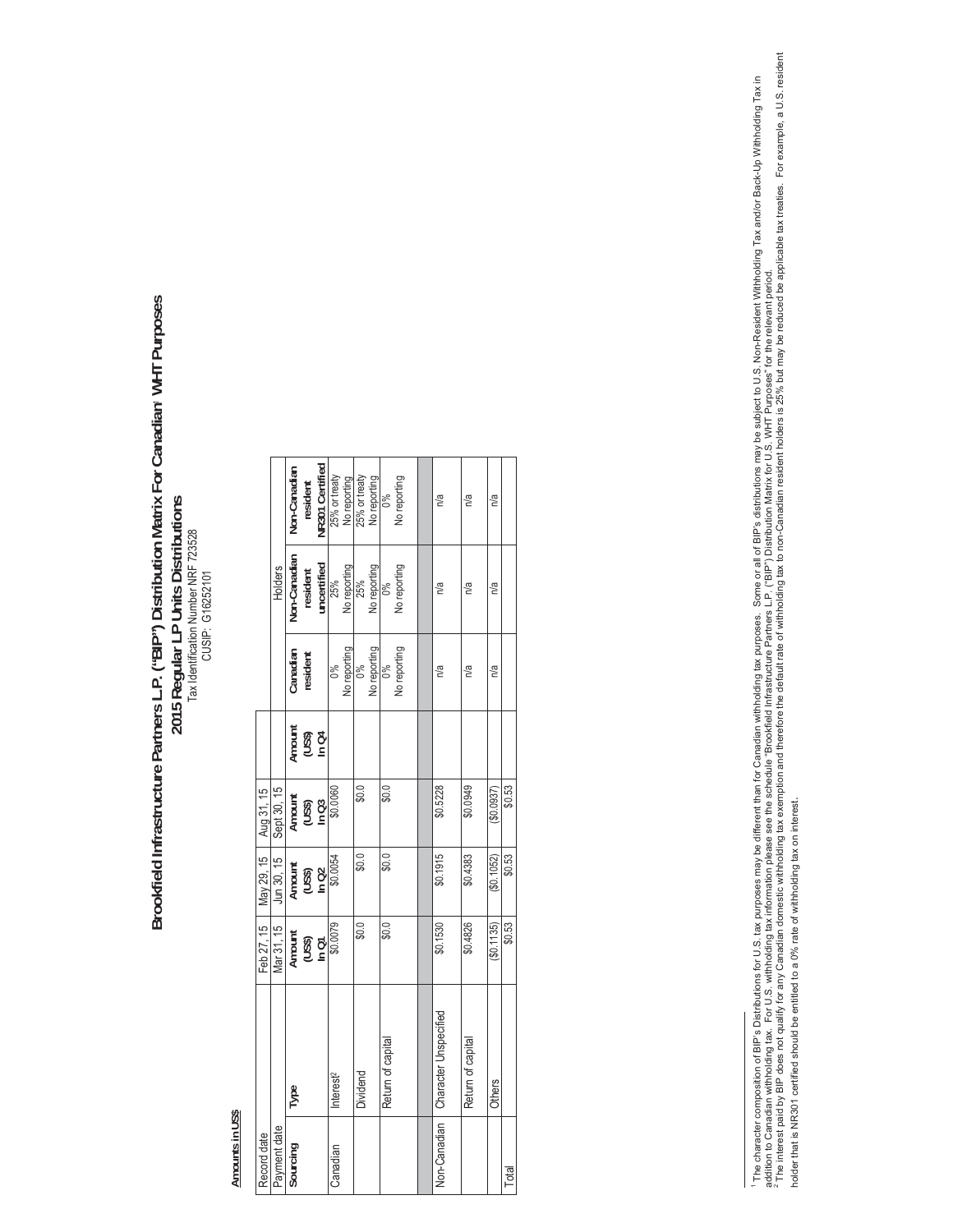# Brookfield Infrastructure Partners L.P. ("BIP") Distribution Matrix For Canadian[1] WHT Purposes

## 2015 Regular LP Units Distributions

Tax Identification Number NRF 723528

CUSIP: G16252101

**Amounts in US$**

| Record date | | Feb 27, 15 | May 29, 15 | Aug 31, 15 | | | | |
|---|---|---|---|---|---|---|---|---|
| Payment date | | Mar 31, 15 | Jun 30, 15 | Sept 30, 15 | | | Holders | |
| **Sourcing** | **Type** | **Amount (US$) In Q1** | **Amount (US$) In Q2** | **Amount (US$) In Q3** | **Amount (US$) In Q4** | **Canadian resident** | **Non-Canadian resident uncertified** | **Non-Canadian resident NR301 Certified** |
| Canadian | Interest[2] | \$0.0079 | \$0.0054 | \$0.0060 | | 0% No reporting | 25% No reporting | 25% or treaty No reporting |
| | Dividend | \$0.0 | \$0.0 | \$0.0 | | 0% No reporting | 25% No reporting | 25% or treaty No reporting |
| | Return of capital | \$0.0 | \$0.0 | \$0.0 | | 0% No reporting | 0% No reporting | 0% No reporting |
| | | | | | | | | |
| Non-Canadian | Character Unspecified | \$0.1530 | \$0.1915 | \$0.5228 | | n/a | n/a | n/a |
| | Return of capital | \$0.4826 | \$0.4383 | \$0.0949 | | n/a | n/a | n/a |
| | Others | (\$0.1135) | (\$0.1052) | (\$0.0937) | | n/a | n/a | n/a |
| Total | | \$0.53 | \$0.53 | \$0.53 | | | | |

[1] The character composition of BIP's Distributions for U.S. tax purposes may be different than for Canadian withholding tax purposes. Some or all of BIP's distributions may be subject to U.S. Non-Resident Withholding Tax and/or Back-Up Withholding Tax in addition to Canadian withholding tax. For U.S. withholding tax information please see the schedule "Brookfield Infrastructure Partners L.P. ("BIP") Distribution Matrix for U.S. WHT Purposes" for the relevant period.

[2] The interest paid by BIP does not qualify for any Canadian domestic withholding tax exemption and therefore the default rate of withholding tax to non-Canadian resident holders is 25% but may be reduced be applicable tax treaties. For example, a U.S. resident holder that is NR301 certified should be entitled to a 0% rate of withholding tax on interest.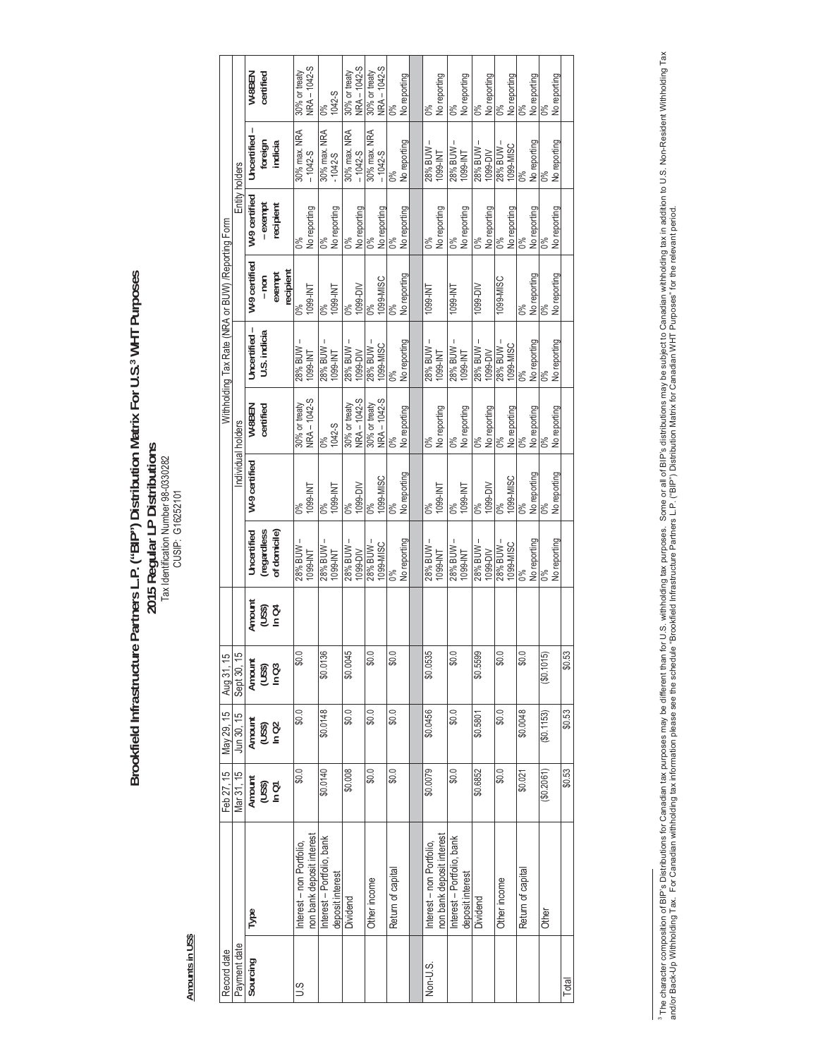# Brookfield Infrastructure Partners L.P. ("BIP") Distribution Matrix For U.S.[3] WHT Purposes

## 2015 Regular LP Distributions

Tax Identification Number 98-0330282

CUSIP: G16252101

**Amounts in US$**

| Record date | | Feb 27, 15 | May 29, 15 | Aug 31, 15 | | Withholding Tax Rate (NRA or BUW) /Reporting Form | | | | | | | |
|---|---|---|---|---|---|---|---|---|---|---|---|---|---|
| Payment date | | Mar 31, 15 | Jun 30, 15 | Sept 30, 15 | | Individual holders | | | Entity holders | | | | |
| **Sourcing** | **Type** | **Amount (US$) In Q1** | **Amount (US$) In Q2** | **Amount (US$) In Q3** | **Amount (US$) In Q4** | **Uncertified (regardless of domicile)** | **W-9 certified** | **W-8BEN certified** | **Uncertified – U.S. indicia** | **W-9 certified – non exempt recipient** | **W-9 certified – exempt recipient** | **Uncertified – foreign indicia** | **W-8BEN certified** |
| U.S | Interest – non Portfolio, non bank deposit interest | $0.0 | $0.0 | $0.0 | | 28% BUW – 1099-INT | 0% 1099-INT | 30% or treaty NRA – 1042-S | 28% BUW – 1099-INT | 0% 1099-INT | 0% No reporting | 30% max. NRA – 1042-S | 30% or treaty NRA – 1042-S |
| | Interest – Portfolio, bank deposit interest | $0.0140 | $0.0148 | $0.0136 | | 28% BUW – 1099-INT | 0% 1099-INT | 0% 1042-S | 28% BUW – 1099-INT | 0% 1099-INT | 0% No reporting | 30% max. NRA -1042-S | 0% 1042-S |
| | Dividend | $0.008 | $0.0 | $0.0045 | | 28% BUW – 1099-DIV | 0% 1099-DIV | 30% or treaty NRA – 1042-S | 28% BUW – 1099-DIV | 0% 1099-DIV | 0% No reporting | 30% max. NRA – 1042-S | 30% or treaty NRA – 1042-S |
| | Other income | $0.0 | $0.0 | $0.0 | | 28% BUW – 1099-MISC | 0% 1099-MISC | 30% or treaty NRA – 1042-S | 28% BUW – 1099-MISC | 0% 1099-MISC | 0% No reporting | 30% max. NRA – 1042-S | 30% or treaty NRA – 1042-S |
| | Return of capital | $0.0 | $0.0 | $0.0 | | 0% No reporting | 0% No reporting | 0% No reporting | 0% No reporting | 0% No reporting | 0% No reporting | 0% No reporting | 0% No reporting |
| | | | | | | | | | | | | | |
| Non-U.S. | Interest – non Portfolio, non bank deposit interest | $0.0079 | $0.0456 | $0.0535 | | 28% BUW – 1099-INT | 0% 1099-INT | 0% No reporting | 28% BUW – 1099-INT | 1099-INT | 0% No reporting | 28% BUW – 1099-INT | 0% No reporting |
| | Interest – Portfolio, bank deposit interest | $0.0 | $0.0 | $0.0 | | 28% BUW – 1099-INT | 0% 1099-INT | 0% No reporting | 28% BUW – 1099-INT | 1099-INT | 0% No reporting | 28% BUW – 1099-INT | 0% No reporting |
| | Dividend | $0.6852 | $0.5801 | $0.5599 | | 28% BUW – 1099-DIV | 0% 1099-DIV | 0% No reporting | 28% BUW – 1099-DIV | 1099-DIV | 0% No reporting | 28% BUW – 1099-DIV | 0% No reporting |
| | Other income | $0.0 | $0.0 | $0.0 | | 28% BUW – 1099-MISC | 0% 1099-MISC | 0% No reporting | 28% BUW – 1099-MISC | 1099-MISC | 0% No reporting | 28% BUW – 1099-MISC | 0% No reporting |
| | Return of capital | $0.021 | $0.0048 | $0.0 | | 0% No reporting | 0% No reporting | 0% No reporting | 0% No reporting | 0% No reporting | 0% No reporting | 0% No reporting | 0% No reporting |
| | Other | ($0.2061) | ($0.1153) | ($0.1015) | | 0% No reporting | 0% No reporting | 0% No reporting | 0% No reporting | 0% No reporting | 0% No reporting | 0% No reporting | 0% No reporting |
| Total | | $0.53 | $0.53 | $0.53 | | | | | | | | | |

[3] The character composition of BIP's Distributions for Canadian tax purposes may be different than for U.S. withholding tax purposes. Some or all of BIP's distributions may be subject to Canadian withholding tax in addition to U.S. Non-Resident Withholding Tax and/or Back-Up Withholding Tax. For Canadian withholding tax information please see the schedule "Brookfield Infrastructure Partners L.P. ("BIP") Distribution Matrix for Canadian WHT Purposes" for the relevant period.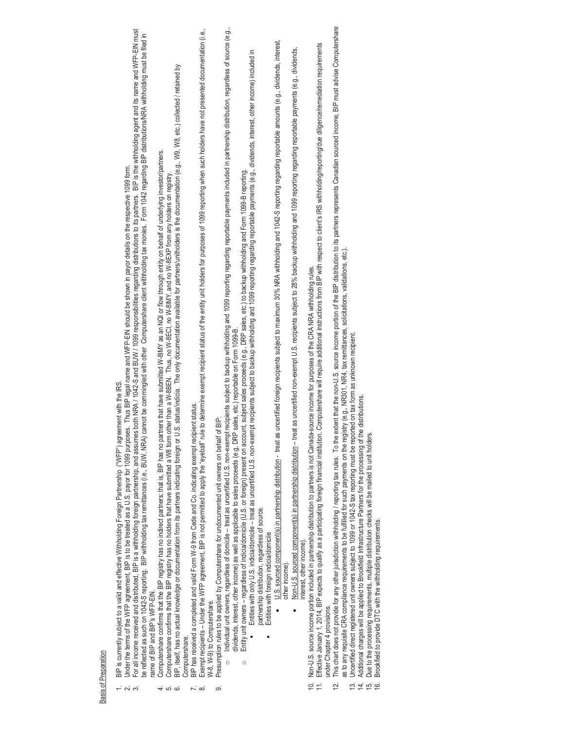## Basis of Preparation

1. BIP is currently subject to a valid and effective Withholding Foreign Partnership ("WFP") agreement with the IRS.
2. Under the terms of the WFP agreement, BIP is to be treated as a U.S. payor for 1099 purposes. Thus BIP legal name and WFP-EIN should be shown in payor details on the respective 1099 form.
3. For all income received and distributed, BIP is a withholding foreign partnership, and assumes both NRA / 1042-S and BUW / 1099 responsibilities regarding distributions to its partners. BIP is the withholding agent and its name and WFP-EIN must be reflected as such on 1042-S reporting. BIP withholding tax remittances (i.e., BUW, NRA) cannot be commingled with other Computershare client withholding tax monies. Form 1042 regarding BIP distributions/NRA withholding must be filed in name of BIP and BIP's WFP-EIN.
4. Computershare confirms that the BIP registry has no indirect partners; that is, BIP has no partners that have submitted W-8IMY as an NQI or flow through entity on behalf of underlying investor/partners.
5. Computershare confirms that the BIP registry has no holders that have submitted a W8 form other than a W-8BEN. Thus, no W-8ECI, no W-8IMY, and no W-8EXP from any holders on registry.
6. BIP, itself, has no actual knowledge or documentation from its partners indicating foreign or U.S. status/indicia. The only documentation available for partners/unitholders is the documentation (e.g., W9, W8, etc.) collected / retained by Computershare.
7. BIP has received a completed and valid Form W-9 from Cede and Co. indicating exempt recipient status.
8. Exempt recipients – Under the WFP agreement, BIP is not permitted to apply the "eyeball" rule to determine exempt recipient status of the entity unit holders for purposes of 1099 reporting when such holders have not presented documentation (i.e., W-8, W-9) to Computershare.
9. Presumption rules to be applied by Computershare for undocumented unit owners on behalf of BIP:
   - Individual unit owners, regardless of domicile – treat as uncertified U.S. non-exempt recipients subject to backup withholding and 1099 reporting regarding reportable payments included in partnership distribution, regardless of source (e.g., dividends, interest, other income) as well as applicable to sales proceeds (e.g, DRP sales, etc.) reportable on Form 1099-B.
   - Entity unit owners – regardless of indicia/domicile (U.S. or foreign) present on account, subject sales proceeds (e.g., DRP sales, etc.) to backup withholding and Form 1099-B reporting.
     - Entities with only U.S. indicia/domicile – treat as uncertified U.S. non-exempt recipients subject to backup withholding and 1099 reporting regarding reportable payments (e.g., dividends, interest, other income) included in partnership distribution, regardless of source.
     - Entities with foreign indicia/domicile
       - U.S. sourced component(s) in partnership distribution - treat as uncertified foreign recipients subject to maximum 30% NRA withholding and 1042-S reporting regarding reportable amounts (e.g., dividends, interest, other income).
       - Non-U.S. sourced component(s) in partnership distribution – treat as uncertified non-exempt U.S. recipients subject to 28% backup withholding and 1099 reporting regarding reportable payments (e.g., dividends, interest, other income).
10. Non-U.S. source income portion included in partnership distribution to partners is not Canada-source income for purposes of the CRA NRA withholding rules.
11. Effective January 1, 2014, BIP expects to qualify as a participating foreign financial institution. Computershare will require additional instructions from BIP with respect to client's IRS withholding/reporting/due diligence/remediation requirements under Chapter 4 provisions.
12. This chart does not provide for any other jurisdiction withholding / reporting tax rules. To the extent that the non-U.S. source income portion of the BIP distribution to its partners represents Canadian sourced income, BIP must advise Computershare as to any requisite CRA compliance requirements to be fulfilled for such payments on the registry (e.g., NR301, NR4, tax remittances, solicitations, validations, etc.).
13. Uncertified direct registered unit owners subject to 1099 or 1042-S tax reporting must be reported on tax form as unknown recipient.
14. Additional charges will be applied to Brookfield Infrastructure Partners for the processing of the distributions.
15. Due to the processing requirements, multiple distribution checks will be mailed to unit holders.
16. Brookfield to provide DTC with the withholding requirements.